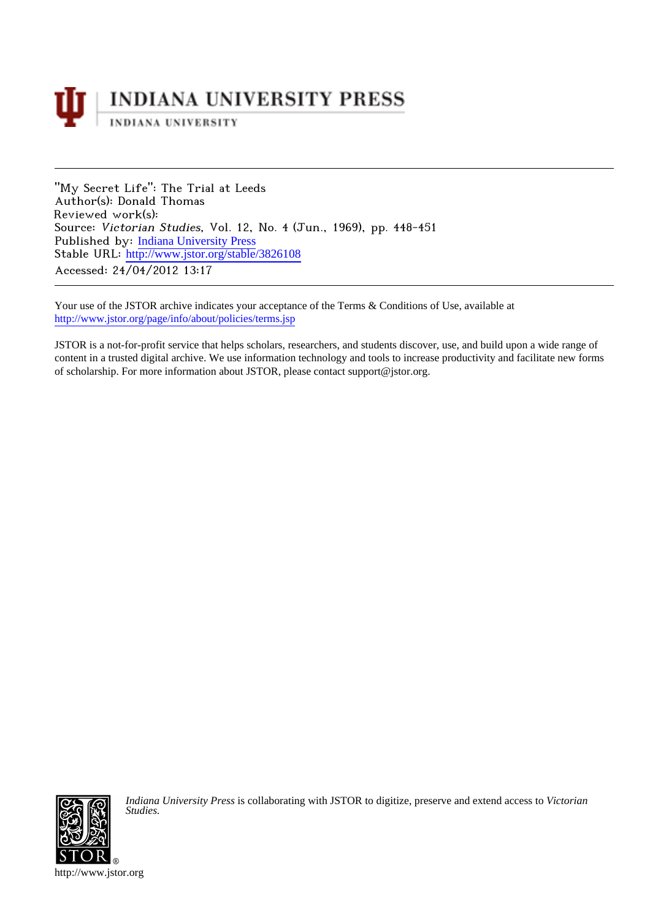INDIANA UNIVERSITY PRESS

INDIANA UNIVERSITY

---

"My Secret Life": The Trial at Leeds
Author(s): Donald Thomas
Reviewed work(s):
Source: *Victorian Studies*, Vol. 12, No. 4 (Jun., 1969), pp. 448-451
Published by: Indiana University Press
Stable URL: http://www.jstor.org/stable/3826108
Accessed: 24/04/2012 13:17

---

Your use of the JSTOR archive indicates your acceptance of the Terms & Conditions of Use, available at
http://www.jstor.org/page/info/about/policies/terms.jsp

JSTOR is a not-for-profit service that helps scholars, researchers, and students discover, use, and build upon a wide range of content in a trusted digital archive. We use information technology and tools to increase productivity and facilitate new forms of scholarship. For more information about JSTOR, please contact support@jstor.org.

*Indiana University Press* is collaborating with JSTOR to digitize, preserve and extend access to *Victorian Studies.*

http://www.jstor.org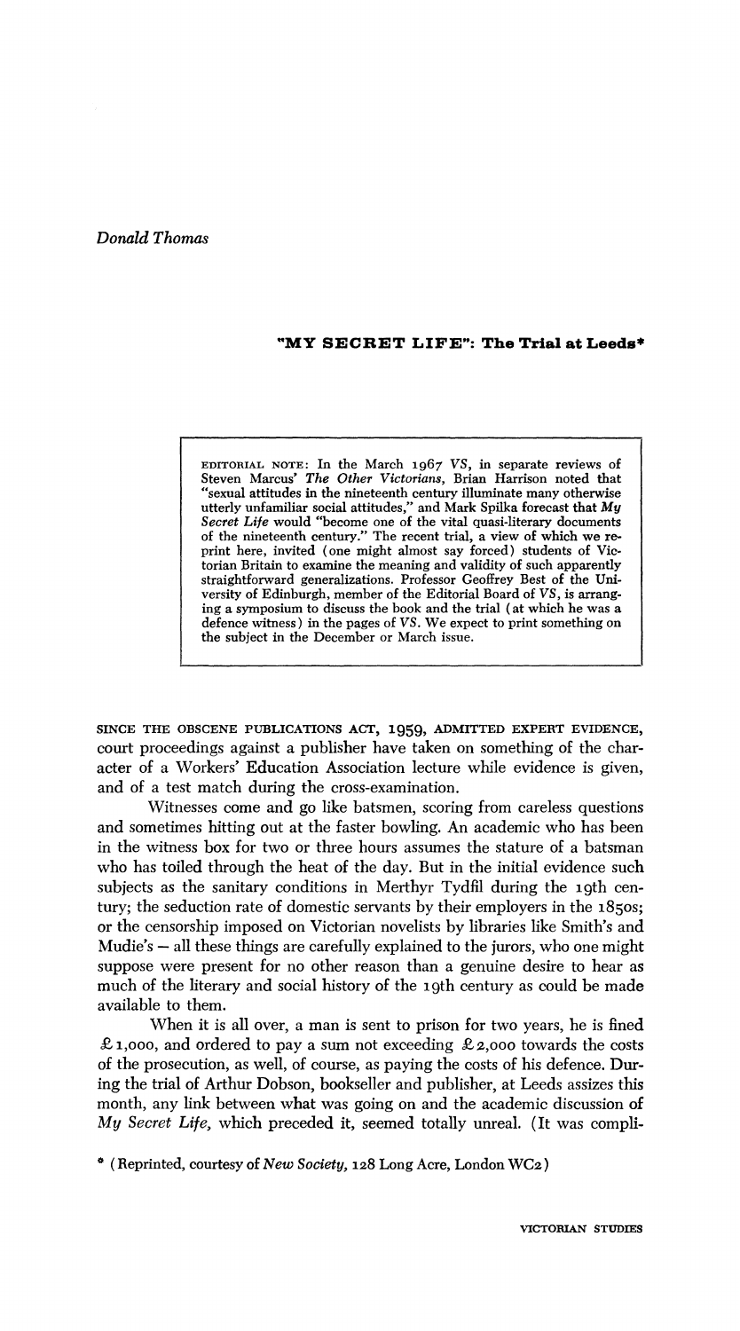*Donald Thomas*

## "MY SECRET LIFE": The Trial at Leeds*

> EDITORIAL NOTE: In the March 1967 *VS*, in separate reviews of Steven Marcus' *The Other Victorians*, Brian Harrison noted that "sexual attitudes in the nineteenth century illuminate many otherwise utterly unfamiliar social attitudes," and Mark Spilka forecast that *My Secret Life* would "become one of the vital quasi-literary documents of the nineteenth century." The recent trial, a view of which we reprint here, invited (one might almost say forced) students of Victorian Britain to examine the meaning and validity of such apparently straightforward generalizations. Professor Geoffrey Best of the University of Edinburgh, member of the Editorial Board of *VS*, is arranging a symposium to discuss the book and the trial (at which he was a defence witness) in the pages of *VS*. We expect to print something on the subject in the December or March issue.

SINCE THE OBSCENE PUBLICATIONS ACT, 1959, ADMITTED EXPERT EVIDENCE, court proceedings against a publisher have taken on something of the character of a Workers' Education Association lecture while evidence is given, and of a test match during the cross-examination.

Witnesses come and go like batsmen, scoring from careless questions and sometimes hitting out at the faster bowling. An academic who has been in the witness box for two or three hours assumes the stature of a batsman who has toiled through the heat of the day. But in the initial evidence such subjects as the sanitary conditions in Merthyr Tydfil during the 19th century; the seduction rate of domestic servants by their employers in the 1850s; or the censorship imposed on Victorian novelists by libraries like Smith's and Mudie's – all these things are carefully explained to the jurors, who one might suppose were present for no other reason than a genuine desire to hear as much of the literary and social history of the 19th century as could be made available to them.

When it is all over, a man is sent to prison for two years, he is fined £1,000, and ordered to pay a sum not exceeding £2,000 towards the costs of the prosecution, as well, of course, as paying the costs of his defence. During the trial of Arthur Dobson, bookseller and publisher, at Leeds assizes this month, any link between what was going on and the academic discussion of *My Secret Life*, which preceded it, seemed totally unreal. (It was compli-

\* (Reprinted, courtesy of *New Society*, 128 Long Acre, London WC2)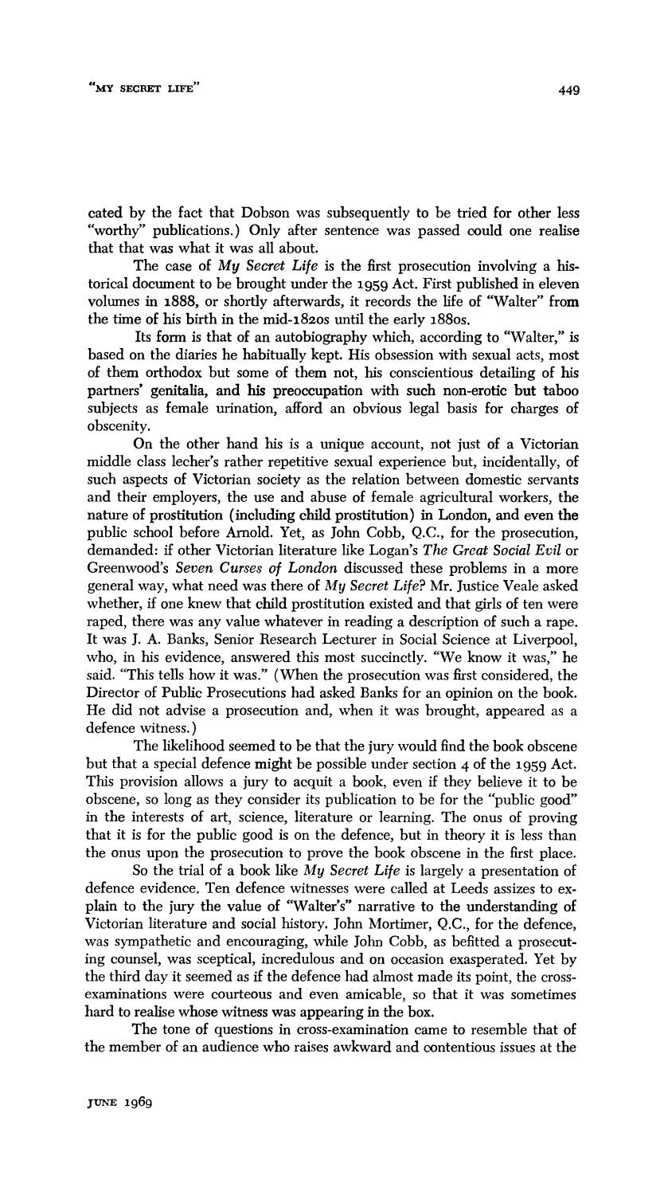cated by the fact that Dobson was subsequently to be tried for other less "worthy" publications.) Only after sentence was passed could one realise that that was what it was all about.

The case of *My Secret Life* is the first prosecution involving a historical document to be brought under the 1959 Act. First published in eleven volumes in 1888, or shortly afterwards, it records the life of "Walter" from the time of his birth in the mid-1820s until the early 1880s.

Its form is that of an autobiography which, according to "Walter," is based on the diaries he habitually kept. His obsession with sexual acts, most of them orthodox but some of them not, his conscientious detailing of his partners' genitalia, and his preoccupation with such non-erotic but taboo subjects as female urination, afford an obvious legal basis for charges of obscenity.

On the other hand his is a unique account, not just of a Victorian middle class lecher's rather repetitive sexual experience but, incidentally, of such aspects of Victorian society as the relation between domestic servants and their employers, the use and abuse of female agricultural workers, the nature of prostitution (including child prostitution) in London, and even the public school before Arnold. Yet, as John Cobb, Q.C., for the prosecution, demanded: if other Victorian literature like Logan's *The Great Social Evil* or Greenwood's *Seven Curses of London* discussed these problems in a more general way, what need was there of *My Secret Life*? Mr. Justice Veale asked whether, if one knew that child prostitution existed and that girls of ten were raped, there was any value whatever in reading a description of such a rape. It was J. A. Banks, Senior Research Lecturer in Social Science at Liverpool, who, in his evidence, answered this most succinctly. "We know it was," he said. "This tells how it was." (When the prosecution was first considered, the Director of Public Prosecutions had asked Banks for an opinion on the book. He did not advise a prosecution and, when it was brought, appeared as a defence witness.)

The likelihood seemed to be that the jury would find the book obscene but that a special defence might be possible under section 4 of the 1959 Act. This provision allows a jury to acquit a book, even if they believe it to be obscene, so long as they consider its publication to be for the "public good" in the interests of art, science, literature or learning. The onus of proving that it is for the public good is on the defence, but in theory it is less than the onus upon the prosecution to prove the book obscene in the first place.

So the trial of a book like *My Secret Life* is largely a presentation of defence evidence. Ten defence witnesses were called at Leeds assizes to explain to the jury the value of "Walter's" narrative to the understanding of Victorian literature and social history. John Mortimer, Q.C., for the defence, was sympathetic and encouraging, while John Cobb, as befitted a prosecuting counsel, was sceptical, incredulous and on occasion exasperated. Yet by the third day it seemed as if the defence had almost made its point, the cross-examinations were courteous and even amicable, so that it was sometimes hard to realise whose witness was appearing in the box.

The tone of questions in cross-examination came to resemble that of the member of an audience who raises awkward and contentious issues at the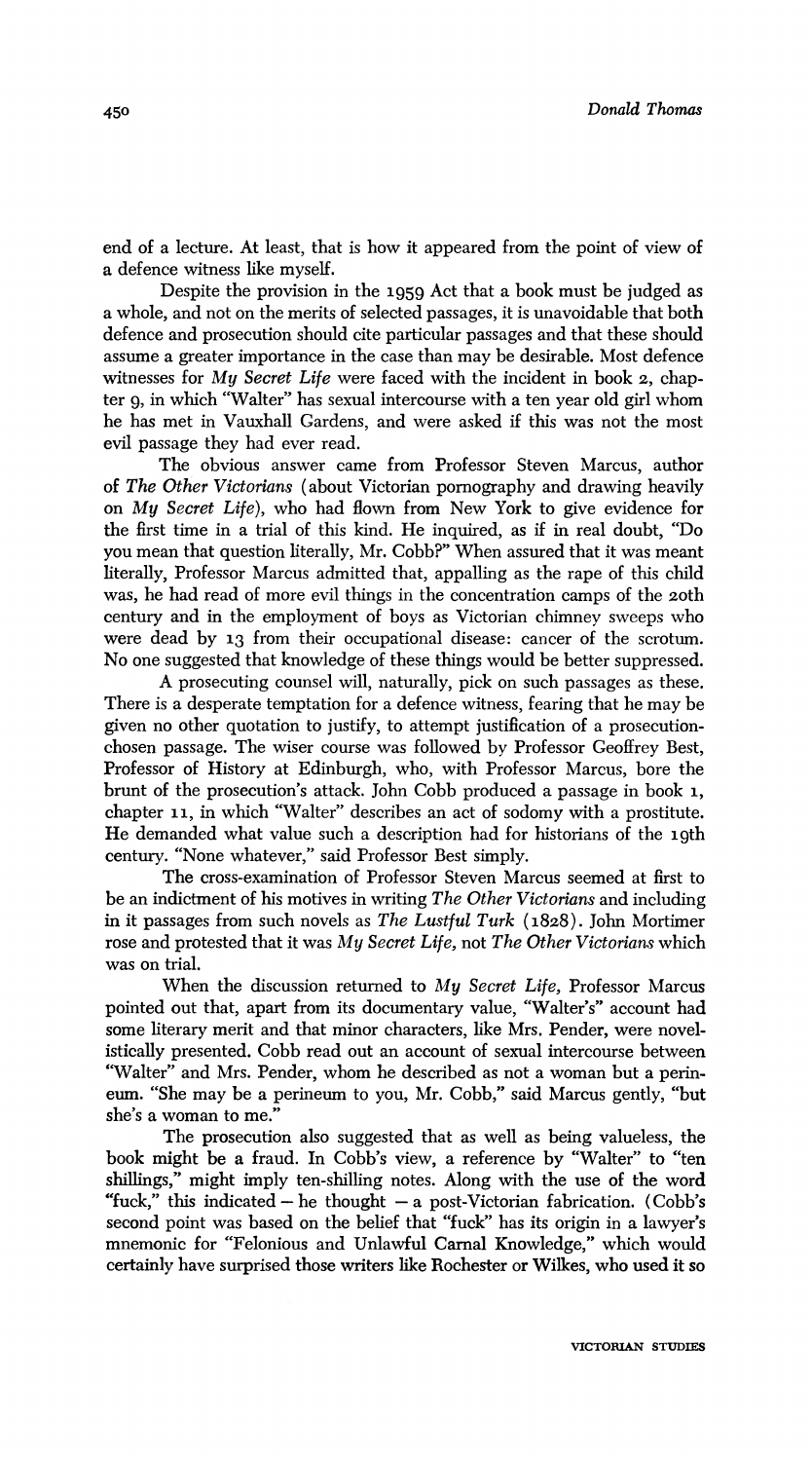end of a lecture. At least, that is how it appeared from the point of view of a defence witness like myself.

Despite the provision in the 1959 Act that a book must be judged as a whole, and not on the merits of selected passages, it is unavoidable that both defence and prosecution should cite particular passages and that these should assume a greater importance in the case than may be desirable. Most defence witnesses for *My Secret Life* were faced with the incident in book 2, chapter 9, in which "Walter" has sexual intercourse with a ten year old girl whom he has met in Vauxhall Gardens, and were asked if this was not the most evil passage they had ever read.

The obvious answer came from Professor Steven Marcus, author of *The Other Victorians* (about Victorian pornography and drawing heavily on *My Secret Life*), who had flown from New York to give evidence for the first time in a trial of this kind. He inquired, as if in real doubt, "Do you mean that question literally, Mr. Cobb?" When assured that it was meant literally, Professor Marcus admitted that, appalling as the rape of this child was, he had read of more evil things in the concentration camps of the 20th century and in the employment of boys as Victorian chimney sweeps who were dead by 13 from their occupational disease: cancer of the scrotum. No one suggested that knowledge of these things would be better suppressed.

A prosecuting counsel will, naturally, pick on such passages as these. There is a desperate temptation for a defence witness, fearing that he may be given no other quotation to justify, to attempt justification of a prosecution-chosen passage. The wiser course was followed by Professor Geoffrey Best, Professor of History at Edinburgh, who, with Professor Marcus, bore the brunt of the prosecution's attack. John Cobb produced a passage in book 1, chapter 11, in which "Walter" describes an act of sodomy with a prostitute. He demanded what value such a description had for historians of the 19th century. "None whatever," said Professor Best simply.

The cross-examination of Professor Steven Marcus seemed at first to be an indictment of his motives in writing *The Other Victorians* and including in it passages from such novels as *The Lustful Turk* (1828). John Mortimer rose and protested that it was *My Secret Life*, not *The Other Victorians* which was on trial.

When the discussion returned to *My Secret Life*, Professor Marcus pointed out that, apart from its documentary value, "Walter's" account had some literary merit and that minor characters, like Mrs. Pender, were novelistically presented. Cobb read out an account of sexual intercourse between "Walter" and Mrs. Pender, whom he described as not a woman but a perineum. "She may be a perineum to you, Mr. Cobb," said Marcus gently, "but she's a woman to me."

The prosecution also suggested that as well as being valueless, the book might be a fraud. In Cobb's view, a reference by "Walter" to "ten shillings," might imply ten-shilling notes. Along with the use of the word "fuck," this indicated – he thought – a post-Victorian fabrication. (Cobb's second point was based on the belief that "fuck" has its origin in a lawyer's mnemonic for "Felonious and Unlawful Carnal Knowledge," which would certainly have surprised those writers like Rochester or Wilkes, who used it so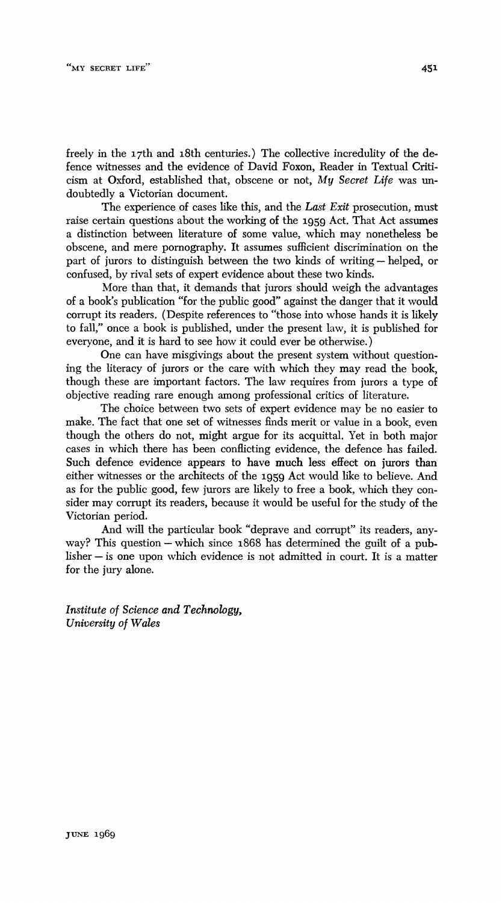freely in the 17th and 18th centuries.) The collective incredulity of the defence witnesses and the evidence of David Foxon, Reader in Textual Criticism at Oxford, established that, obscene or not, *My Secret Life* was undoubtedly a Victorian document.

The experience of cases like this, and the *Last Exit* prosecution, must raise certain questions about the working of the 1959 Act. That Act assumes a distinction between literature of some value, which may nonetheless be obscene, and mere pornography. It assumes sufficient discrimination on the part of jurors to distinguish between the two kinds of writing – helped, or confused, by rival sets of expert evidence about these two kinds.

More than that, it demands that jurors should weigh the advantages of a book's publication "for the public good" against the danger that it would corrupt its readers. (Despite references to "those into whose hands it is likely to fall," once a book is published, under the present law, it is published for everyone, and it is hard to see how it could ever be otherwise.)

One can have misgivings about the present system without questioning the literacy of jurors or the care with which they may read the book, though these are important factors. The law requires from jurors a type of objective reading rare enough among professional critics of literature.

The choice between two sets of expert evidence may be no easier to make. The fact that one set of witnesses finds merit or value in a book, even though the others do not, might argue for its acquittal. Yet in both major cases in which there has been conflicting evidence, the defence has failed. Such defence evidence appears to have much less effect on jurors than either witnesses or the architects of the 1959 Act would like to believe. And as for the public good, few jurors are likely to free a book, which they consider may corrupt its readers, because it would be useful for the study of the Victorian period.

And will the particular book "deprave and corrupt" its readers, anyway? This question – which since 1868 has determined the guilt of a publisher – is one upon which evidence is not admitted in court. It is a matter for the jury alone.

*Institute of Science and Technology,*
*University of Wales*

JUNE 1969